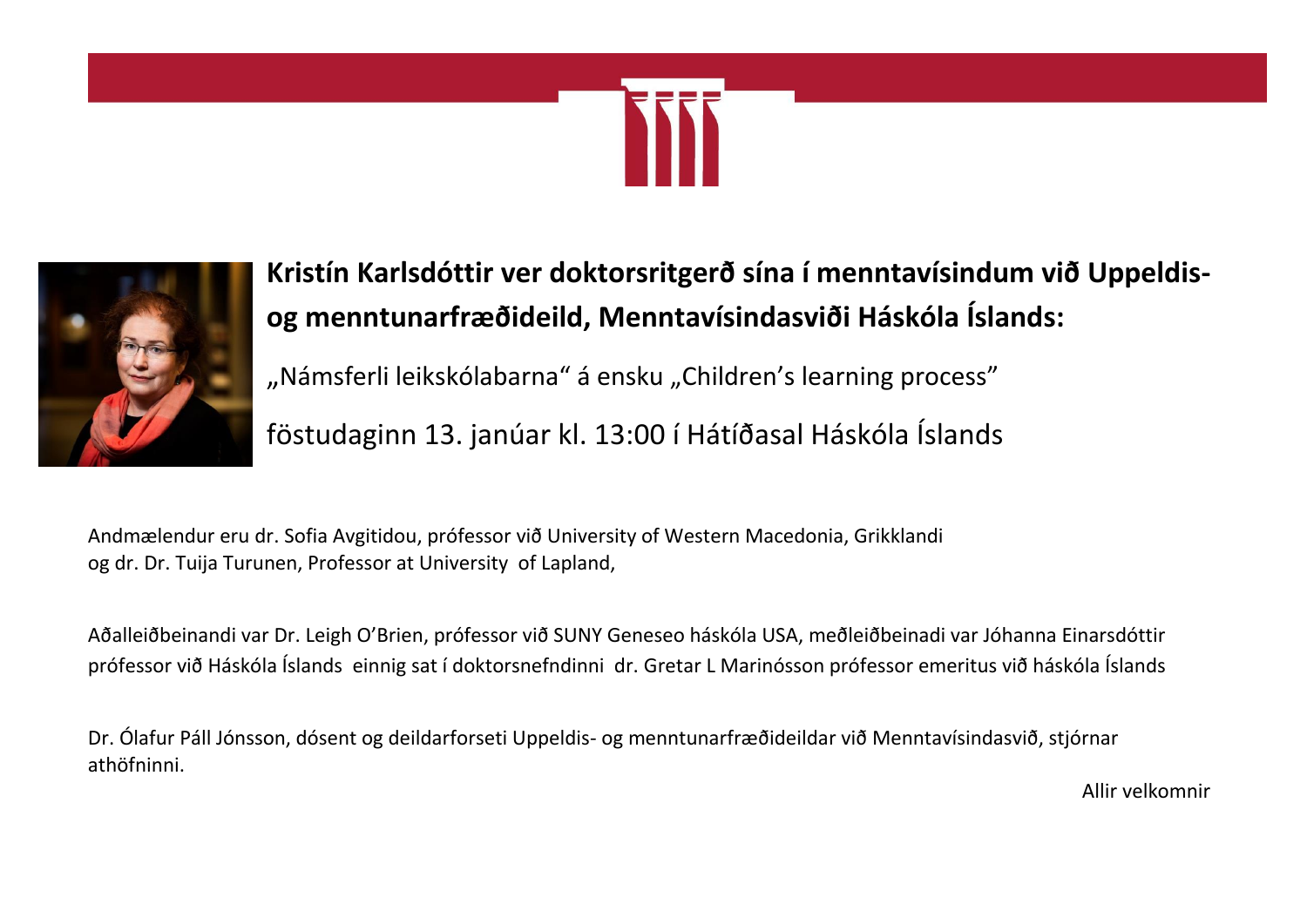## Kristín Karlsdóttir ver doktorsritgerð sína í menntavísindum við Uppeldis- og menntunarfræðideild, Menntavísindasviði Háskóla Íslands:

„Námsferli leikskólabarna“ á ensku „Children's learning process”

föstudaginn 13. janúar kl. 13:00 í Hátíðasal Háskóla Íslands

Andmælendur eru dr. Sofia Avgitidou, prófessor við University of Western Macedonia, Grikklandi og dr. Dr. Tuija Turunen, Professor at University of Lapland,

Aðalleiðbeinandi var Dr. Leigh O'Brien, prófessor við SUNY Geneseo háskóla USA, meðleiðbeinadi var Jóhanna Einarsdóttir prófessor við Háskóla Íslands einnig sat í doktorsnefndinni dr. Gretar L Marinósson prófessor emeritus við háskóla Íslands

Dr. Ólafur Páll Jónsson, dósent og deildarforseti Uppeldis- og menntunarfræðideildar við Menntavísindasvið, stjórnar athöfninni.

Allir velkomnir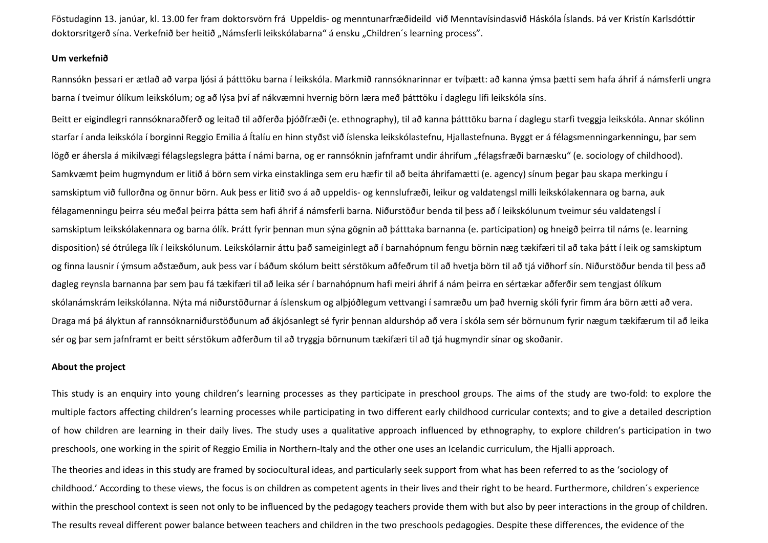Föstudaginn 13. janúar, kl. 13.00 fer fram doktorsvörn frá Uppeldis- og menntunarfræðideild við Menntavísindasvið Háskóla Íslands. Þá ver Kristín Karlsdóttir doktorsritgerð sína. Verkefnið ber heitið „Námsferli leikskólabarna" á ensku „Children´s learning process".

**Um verkefnið**

Rannsókn þessari er ætlað að varpa ljósi á þátttöku barna í leikskóla. Markmið rannsóknarinnar er tvíþætt: að kanna ýmsa þætti sem hafa áhrif á námsferli ungra barna í tveimur ólíkum leikskólum; og að lýsa því af nákvæmni hvernig börn læra með þátttöku í daglegu lífi leikskóla síns.

Beitt er eigindlegri rannsóknaraðferð og leitað til aðferða þjóðfræði (e. ethnography), til að kanna þátttöku barna í daglegu starfi tveggja leikskóla. Annar skólinn starfar í anda leikskóla í borginni Reggio Emilia á Ítalíu en hinn styðst við íslenska leikskólastefnu, Hjallastefnuna. Byggt er á félagsmenningarkenningu, þar sem lögð er áhersla á mikilvægi félagslegslegra þátta í námi barna, og er rannsóknin jafnframt undir áhrifum „félagsfræði barnæsku" (e. sociology of childhood). Samkvæmt þeim hugmyndum er litið á börn sem virka einstaklinga sem eru hæfir til að beita áhrifamætti (e. agency) sínum þegar þau skapa merkingu í samskiptum við fullorðna og önnur börn. Auk þess er litið svo á að uppeldis- og kennslufræði, leikur og valdatengsl milli leikskólakennara og barna, auk félagamenningu þeirra séu meðal þeirra þátta sem hafi áhrif á námsferli barna. Niðurstöður benda til þess að í leikskólunum tveimur séu valdatengsl í samskiptum leikskólakennara og barna ólík. Þrátt fyrir þennan mun sýna gögnin að þátttaka barnanna (e. participation) og hneigð þeirra til náms (e. learning disposition) sé ótrúlega lík í leikskólunum. Leikskólarnir áttu það sameiginlegt að í barnahópnum fengu börnin næg tækifæri til að taka þátt í leik og samskiptum og finna lausnir í ýmsum aðstæðum, auk þess var í báðum skólum beitt sérstökum aðferðum til að hvetja börn til að tjá viðhorf sín. Niðurstöður benda til þess að dagleg reynsla barnanna þar sem þau fá tækifæri til að leika sér í barnahópnum hafi meiri áhrif á nám þeirra en sértækar aðferðir sem tengjast ólíkum skólanámskrám leikskólanna. Nýta má niðurstöðurnar á íslenskum og alþjóðlegum vettvangi í samræðu um það hvernig skóli fyrir fimm ára börn ætti að vera. Draga má þá ályktun af rannsóknarniðurstöðunum að ákjósanlegt sé fyrir þennan aldurshóp að vera í skóla sem sér börnunum fyrir nægum tækifærum til að leika sér og þar sem jafnframt er beitt sérstökum aðferðum til að tryggja börnunum tækifæri til að tjá hugmyndir sínar og skoðanir.

**About the project**

This study is an enquiry into young children's learning processes as they participate in preschool groups. The aims of the study are two-fold: to explore the multiple factors affecting children's learning processes while participating in two different early childhood curricular contexts; and to give a detailed description of how children are learning in their daily lives. The study uses a qualitative approach influenced by ethnography, to explore children's participation in two preschools, one working in the spirit of Reggio Emilia in Northern-Italy and the other one uses an Icelandic curriculum, the Hjalli approach.

The theories and ideas in this study are framed by sociocultural ideas, and particularly seek support from what has been referred to as the 'sociology of childhood.' According to these views, the focus is on children as competent agents in their lives and their right to be heard. Furthermore, children´s experience within the preschool context is seen not only to be influenced by the pedagogy teachers provide them with but also by peer interactions in the group of children. The results reveal different power balance between teachers and children in the two preschools pedagogies. Despite these differences, the evidence of the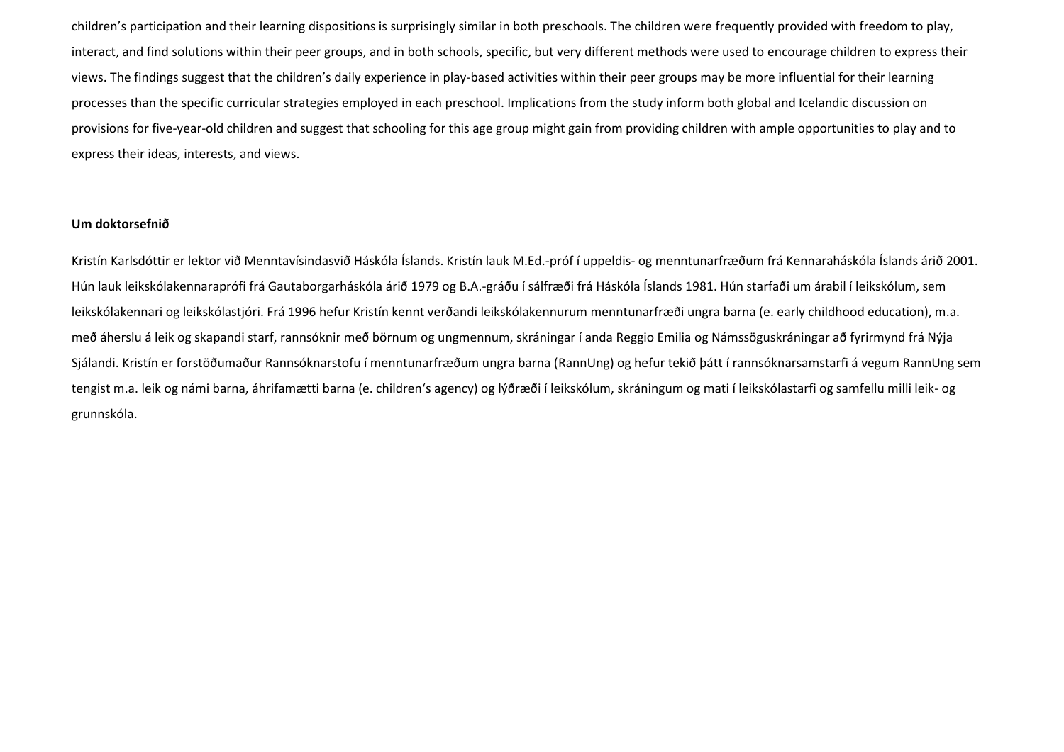children's participation and their learning dispositions is surprisingly similar in both preschools. The children were frequently provided with freedom to play, interact, and find solutions within their peer groups, and in both schools, specific, but very different methods were used to encourage children to express their views. The findings suggest that the children's daily experience in play-based activities within their peer groups may be more influential for their learning processes than the specific curricular strategies employed in each preschool. Implications from the study inform both global and Icelandic discussion on provisions for five-year-old children and suggest that schooling for this age group might gain from providing children with ample opportunities to play and to express their ideas, interests, and views.

**Um doktorsefnið**

Kristín Karlsdóttir er lektor við Menntavísindasvið Háskóla Íslands. Kristín lauk M.Ed.-próf í uppeldis- og menntunarfræðum frá Kennaraháskóla Íslands árið 2001. Hún lauk leikskólakennaraprófi frá Gautaborgarháskóla árið 1979 og B.A.-gráðu í sálfræði frá Háskóla Íslands 1981. Hún starfaði um árabil í leikskólum, sem leikskólakennari og leikskólastjóri. Frá 1996 hefur Kristín kennt verðandi leikskólakennurum menntunarfræði ungra barna (e. early childhood education), m.a. með áherslu á leik og skapandi starf, rannsóknir með börnum og ungmennum, skráningar í anda Reggio Emilia og Námssöguskráningar að fyrirmynd frá Nýja Sjálandi. Kristín er forstöðumaður Rannsóknarstofu í menntunarfræðum ungra barna (RannUng) og hefur tekið þátt í rannsóknarsamstarfi á vegum RannUng sem tengist m.a. leik og námi barna, áhrifamætti barna (e. children's agency) og lýðræði í leikskólum, skráningum og mati í leikskólastarfi og samfellu milli leik- og grunnskóla.